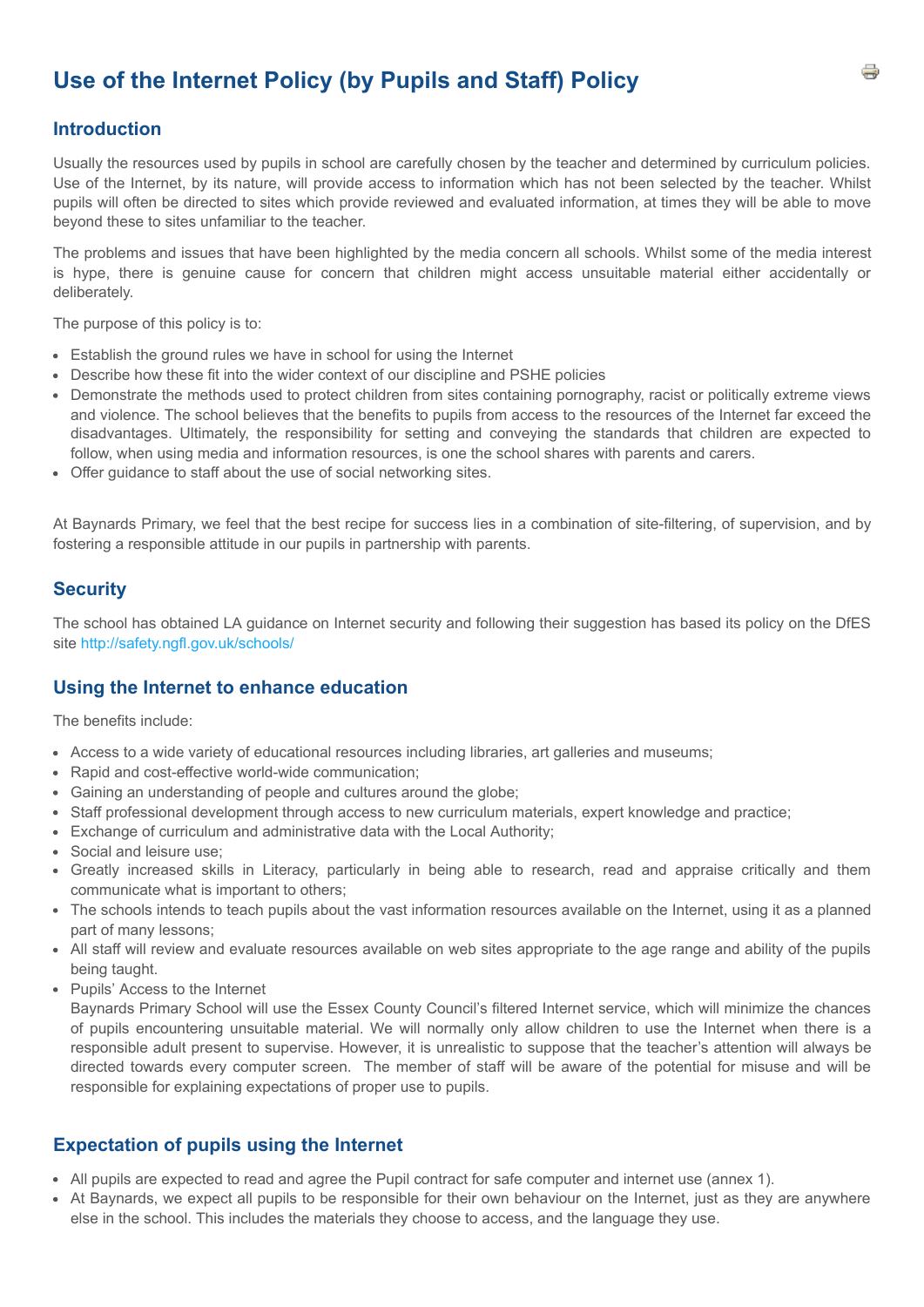# Use of the Internet Policy (by Pupils and Staff) Policy

## Introduction

Usually the resources used by pupils in school are carefully chosen by the teacher and determined by curriculum policies. Use of the Internet, by its nature, will provide access to information which has not been selected by the teacher. Whilst pupils will often be directed to sites which provide reviewed and evaluated information, at times they will be able to move beyond these to sites unfamiliar to the teacher.

The problems and issues that have been highlighted by the media concern all schools. Whilst some of the media interest is hype, there is genuine cause for concern that children might access unsuitable material either accidentally or deliberately.

The purpose of this policy is to:

- Establish the ground rules we have in school for using the Internet
- Describe how these fit into the wider context of our discipline and PSHE policies
- Demonstrate the methods used to protect children from sites containing pornography, racist or politically extreme views and violence. The school believes that the benefits to pupils from access to the resources of the Internet far exceed the disadvantages. Ultimately, the responsibility for setting and conveying the standards that children are expected to follow, when using media and information resources, is one the school shares with parents and carers.
- Offer guidance to staff about the use of social networking sites.

At Baynards Primary, we feel that the best recipe for success lies in a combination of site-filtering, of supervision, and by fostering a responsible attitude in our pupils in partnership with parents.

## Security

The school has obtained LA guidance on Internet security and following their suggestion has based its policy on the DfES site http://safety.ngfl.gov.uk/schools/

## Using the Internet to enhance education

The benefits include:

- Access to a wide variety of educational resources including libraries, art galleries and museums;
- Rapid and cost-effective world-wide communication;
- Gaining an understanding of people and cultures around the globe;
- Staff professional development through access to new curriculum materials, expert knowledge and practice;
- Exchange of curriculum and administrative data with the Local Authority;
- Social and leisure use;
- Greatly increased skills in Literacy, particularly in being able to research, read and appraise critically and them communicate what is important to others;
- The schools intends to teach pupils about the vast information resources available on the Internet, using it as a planned part of many lessons;
- All staff will review and evaluate resources available on web sites appropriate to the age range and ability of the pupils being taught.
- Pupils' Access to the Internet
  Baynards Primary School will use the Essex County Council's filtered Internet service, which will minimize the chances of pupils encountering unsuitable material. We will normally only allow children to use the Internet when there is a responsible adult present to supervise. However, it is unrealistic to suppose that the teacher's attention will always be directed towards every computer screen. The member of staff will be aware of the potential for misuse and will be responsible for explaining expectations of proper use to pupils.

## Expectation of pupils using the Internet

- All pupils are expected to read and agree the Pupil contract for safe computer and internet use (annex 1).
- At Baynards, we expect all pupils to be responsible for their own behaviour on the Internet, just as they are anywhere else in the school. This includes the materials they choose to access, and the language they use.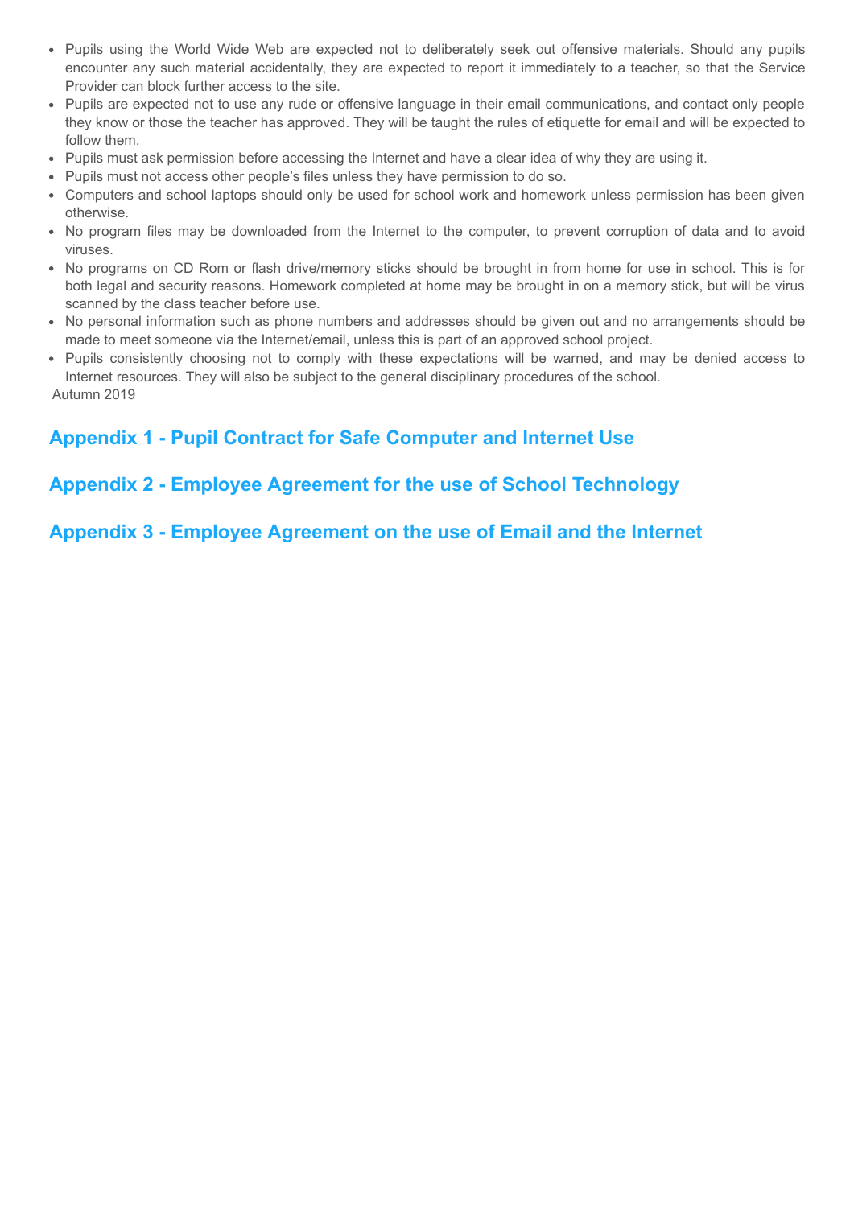- Pupils using the World Wide Web are expected not to deliberately seek out offensive materials. Should any pupils encounter any such material accidentally, they are expected to report it immediately to a teacher, so that the Service Provider can block further access to the site.
- Pupils are expected not to use any rude or offensive language in their email communications, and contact only people they know or those the teacher has approved. They will be taught the rules of etiquette for email and will be expected to follow them.
- Pupils must ask permission before accessing the Internet and have a clear idea of why they are using it.
- Pupils must not access other people's files unless they have permission to do so.
- Computers and school laptops should only be used for school work and homework unless permission has been given otherwise.
- No program files may be downloaded from the Internet to the computer, to prevent corruption of data and to avoid viruses.
- No programs on CD Rom or flash drive/memory sticks should be brought in from home for use in school. This is for both legal and security reasons. Homework completed at home may be brought in on a memory stick, but will be virus scanned by the class teacher before use.
- No personal information such as phone numbers and addresses should be given out and no arrangements should be made to meet someone via the Internet/email, unless this is part of an approved school project.
- Pupils consistently choosing not to comply with these expectations will be warned, and may be denied access to Internet resources. They will also be subject to the general disciplinary procedures of the school.

Autumn 2019

## Appendix 1 - Pupil Contract for Safe Computer and Internet Use

## Appendix 2 - Employee Agreement for the use of School Technology

## Appendix 3 - Employee Agreement on the use of Email and the Internet